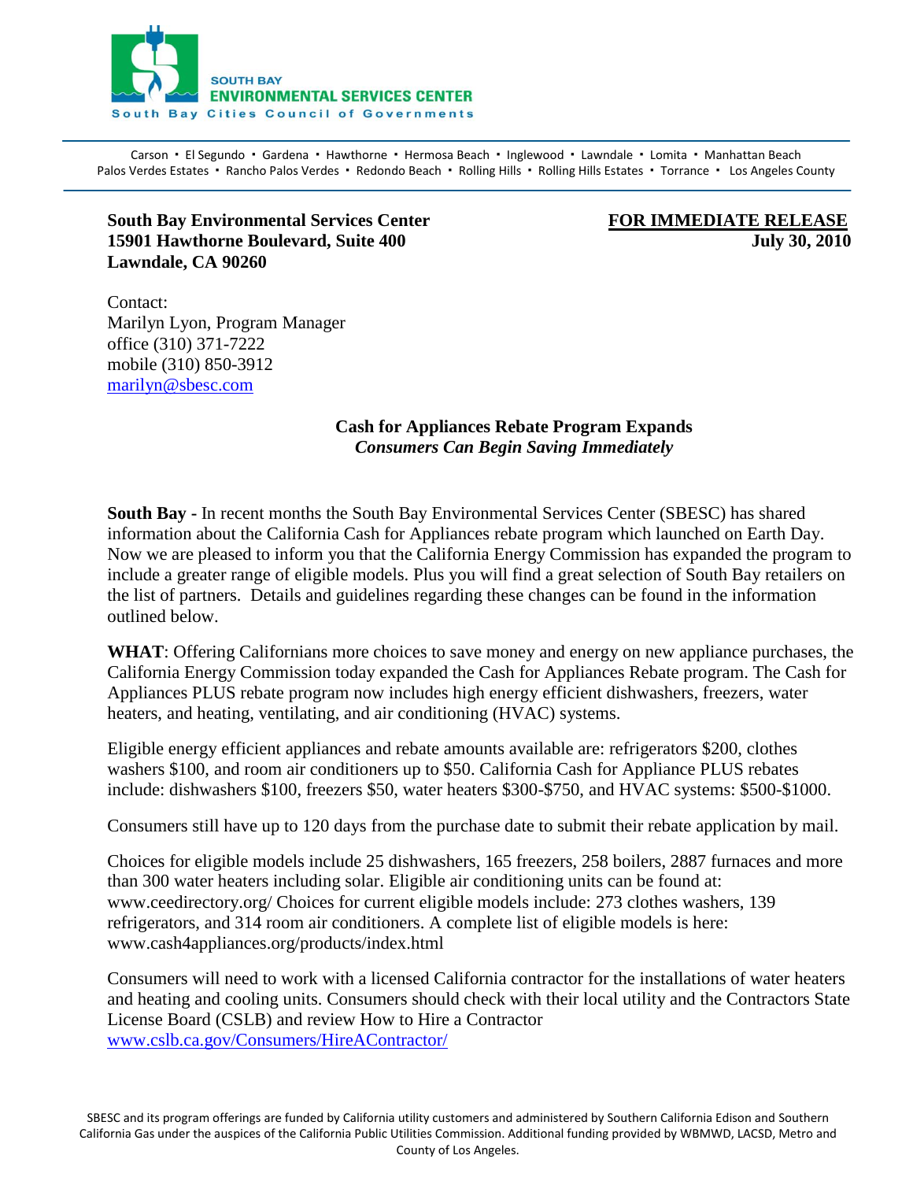SOUTH BAY
**ENVIRONMENTAL SERVICES CENTER**
South Bay Cities Council of Governments

Carson • El Segundo • Gardena • Hawthorne • Hermosa Beach • Inglewood • Lawndale • Lomita • Manhattan Beach
Palos Verdes Estates • Rancho Palos Verdes • Redondo Beach • Rolling Hills • Rolling Hills Estates • Torrance • Los Angeles County

**South Bay Environmental Services Center**
**15901 Hawthorne Boulevard, Suite 400**
**Lawndale, CA 90260**

**FOR IMMEDIATE RELEASE**
**July 30, 2010**

Contact:
Marilyn Lyon, Program Manager
office (310) 371-7222
mobile (310) 850-3912
marilyn@sbesc.com

## Cash for Appliances Rebate Program Expands
***Consumers Can Begin Saving Immediately***

**South Bay -** In recent months the South Bay Environmental Services Center (SBESC) has shared information about the California Cash for Appliances rebate program which launched on Earth Day. Now we are pleased to inform you that the California Energy Commission has expanded the program to include a greater range of eligible models. Plus you will find a great selection of South Bay retailers on the list of partners. Details and guidelines regarding these changes can be found in the information outlined below.

**WHAT**: Offering Californians more choices to save money and energy on new appliance purchases, the California Energy Commission today expanded the Cash for Appliances Rebate program. The Cash for Appliances PLUS rebate program now includes high energy efficient dishwashers, freezers, water heaters, and heating, ventilating, and air conditioning (HVAC) systems.

Eligible energy efficient appliances and rebate amounts available are: refrigerators $200, clothes washers $100, and room air conditioners up to $50. California Cash for Appliance PLUS rebates include: dishwashers $100, freezers $50, water heaters $300-$750, and HVAC systems: $500-$1000.

Consumers still have up to 120 days from the purchase date to submit their rebate application by mail.

Choices for eligible models include 25 dishwashers, 165 freezers, 258 boilers, 2887 furnaces and more than 300 water heaters including solar. Eligible air conditioning units can be found at: www.ceedirectory.org/ Choices for current eligible models include: 273 clothes washers, 139 refrigerators, and 314 room air conditioners. A complete list of eligible models is here: www.cash4appliances.org/products/index.html

Consumers will need to work with a licensed California contractor for the installations of water heaters and heating and cooling units. Consumers should check with their local utility and the Contractors State License Board (CSLB) and review How to Hire a Contractor
www.cslb.ca.gov/Consumers/HireAContractor/

SBESC and its program offerings are funded by California utility customers and administered by Southern California Edison and Southern California Gas under the auspices of the California Public Utilities Commission. Additional funding provided by WBMWD, LACSD, Metro and County of Los Angeles.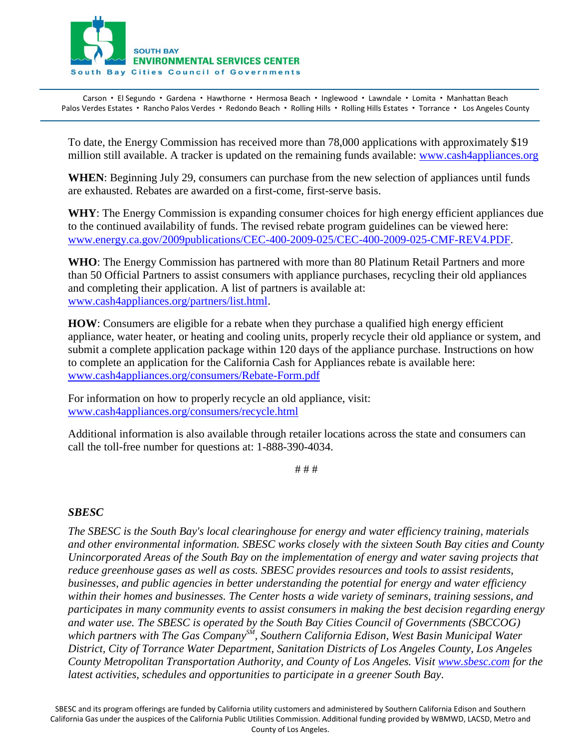SOUTH BAY
**ENVIRONMENTAL SERVICES CENTER**
South Bay Cities Council of Governments

Carson ▪ El Segundo ▪ Gardena ▪ Hawthorne ▪ Hermosa Beach ▪ Inglewood ▪ Lawndale ▪ Lomita ▪ Manhattan Beach
Palos Verdes Estates ▪ Rancho Palos Verdes ▪ Redondo Beach ▪ Rolling Hills ▪ Rolling Hills Estates ▪ Torrance ▪ Los Angeles County

To date, the Energy Commission has received more than 78,000 applications with approximately $19 million still available. A tracker is updated on the remaining funds available: www.cash4appliances.org

**WHEN**: Beginning July 29, consumers can purchase from the new selection of appliances until funds are exhausted. Rebates are awarded on a first-come, first-serve basis.

**WHY**: The Energy Commission is expanding consumer choices for high energy efficient appliances due to the continued availability of funds. The revised rebate program guidelines can be viewed here: www.energy.ca.gov/2009publications/CEC-400-2009-025/CEC-400-2009-025-CMF-REV4.PDF.

**WHO**: The Energy Commission has partnered with more than 80 Platinum Retail Partners and more than 50 Official Partners to assist consumers with appliance purchases, recycling their old appliances and completing their application. A list of partners is available at: www.cash4appliances.org/partners/list.html.

**HOW**: Consumers are eligible for a rebate when they purchase a qualified high energy efficient appliance, water heater, or heating and cooling units, properly recycle their old appliance or system, and submit a complete application package within 120 days of the appliance purchase. Instructions on how to complete an application for the California Cash for Appliances rebate is available here: www.cash4appliances.org/consumers/Rebate-Form.pdf

For information on how to properly recycle an old appliance, visit: www.cash4appliances.org/consumers/recycle.html

Additional information is also available through retailer locations across the state and consumers can call the toll-free number for questions at: 1-888-390-4034.

# # #

***SBESC***

*The SBESC is the South Bay's local clearinghouse for energy and water efficiency training, materials and other environmental information. SBESC works closely with the sixteen South Bay cities and County Unincorporated Areas of the South Bay on the implementation of energy and water saving projects that reduce greenhouse gases as well as costs. SBESC provides resources and tools to assist residents, businesses, and public agencies in better understanding the potential for energy and water efficiency within their homes and businesses. The Center hosts a wide variety of seminars, training sessions, and participates in many community events to assist consumers in making the best decision regarding energy and water use. The SBESC is operated by the South Bay Cities Council of Governments (SBCCOG) which partners with The Gas Company℠, Southern California Edison, West Basin Municipal Water District, City of Torrance Water Department, Sanitation Districts of Los Angeles County, Los Angeles County Metropolitan Transportation Authority, and County of Los Angeles. Visit www.sbesc.com for the latest activities, schedules and opportunities to participate in a greener South Bay.*

SBESC and its program offerings are funded by California utility customers and administered by Southern California Edison and Southern California Gas under the auspices of the California Public Utilities Commission. Additional funding provided by WBMWD, LACSD, Metro and County of Los Angeles.